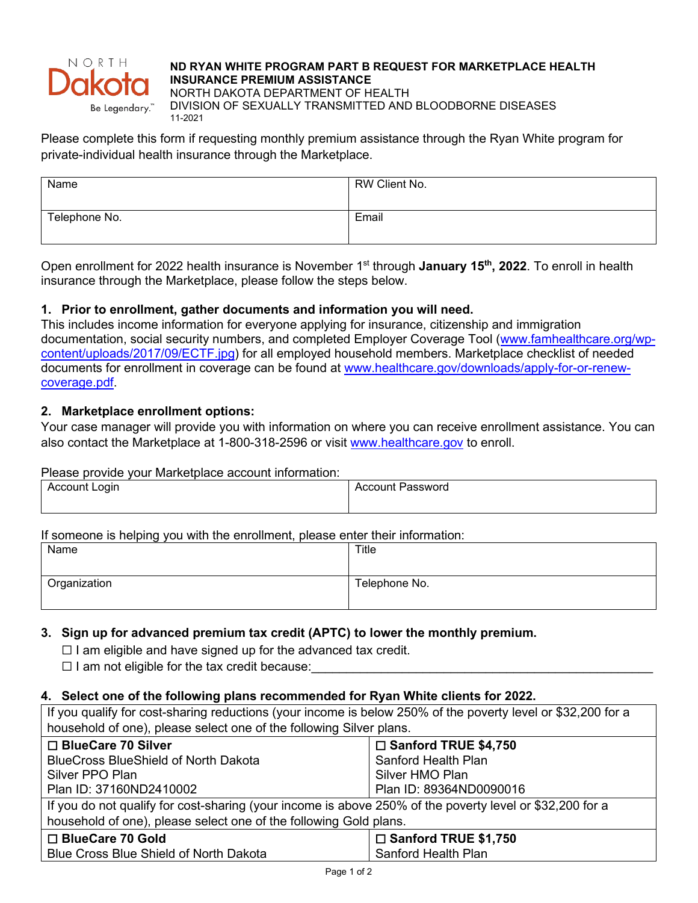**ND RYAN WHITE PROGRAM PART B REQUEST FOR MARKETPLACE HEALTH INSURANCE PREMIUM ASSISTANCE**
NORTH DAKOTA DEPARTMENT OF HEALTH
DIVISION OF SEXUALLY TRANSMITTED AND BLOODBORNE DISEASES
11-2021

Please complete this form if requesting monthly premium assistance through the Ryan White program for private-individual health insurance through the Marketplace.

| Name | RW Client No. |
|---|---|
| Telephone No. | Email |

Open enrollment for 2022 health insurance is November 1st through **January 15th, 2022**. To enroll in health insurance through the Marketplace, please follow the steps below.

**1. Prior to enrollment, gather documents and information you will need.**
This includes income information for everyone applying for insurance, citizenship and immigration documentation, social security numbers, and completed Employer Coverage Tool (www.famhealthcare.org/wp-content/uploads/2017/09/ECTF.jpg) for all employed household members. Marketplace checklist of needed documents for enrollment in coverage can be found at www.healthcare.gov/downloads/apply-for-or-renew-coverage.pdf.

**2. Marketplace enrollment options:**
Your case manager will provide you with information on where you can receive enrollment assistance. You can also contact the Marketplace at 1-800-318-2596 or visit www.healthcare.gov to enroll.

Please provide your Marketplace account information:

| Account Login | Account Password |
|---|---|

If someone is helping you with the enrollment, please enter their information:

| Name | Title |
|---|---|
| Organization | Telephone No. |

**3. Sign up for advanced premium tax credit (APTC) to lower the monthly premium.**

☐ I am eligible and have signed up for the advanced tax credit.
☐ I am not eligible for the tax credit because:\_\_\_\_\_\_\_\_\_\_\_\_\_\_\_\_\_\_\_\_\_\_\_\_\_\_\_\_\_\_\_\_\_\_\_\_\_\_\_\_\_\_\_\_

**4. Select one of the following plans recommended for Ryan White clients for 2022.**

| If you qualify for cost-sharing reductions (your income is below 250% of the poverty level or $32,200 for a household of one), please select one of the following Silver plans. | |
|---|---|
| ☐ **BlueCare 70 Silver**<br>BlueCross BlueShield of North Dakota<br>Silver PPO Plan<br>Plan ID: 37160ND2410002 | ☐ **Sanford TRUE $4,750**<br>Sanford Health Plan<br>Silver HMO Plan<br>Plan ID: 89364ND0090016 |
| If you do not qualify for cost-sharing (your income is above 250% of the poverty level or $32,200 for a household of one), please select one of the following Gold plans. | |
| ☐ **BlueCare 70 Gold**<br>Blue Cross Blue Shield of North Dakota | ☐ **Sanford TRUE $1,750**<br>Sanford Health Plan |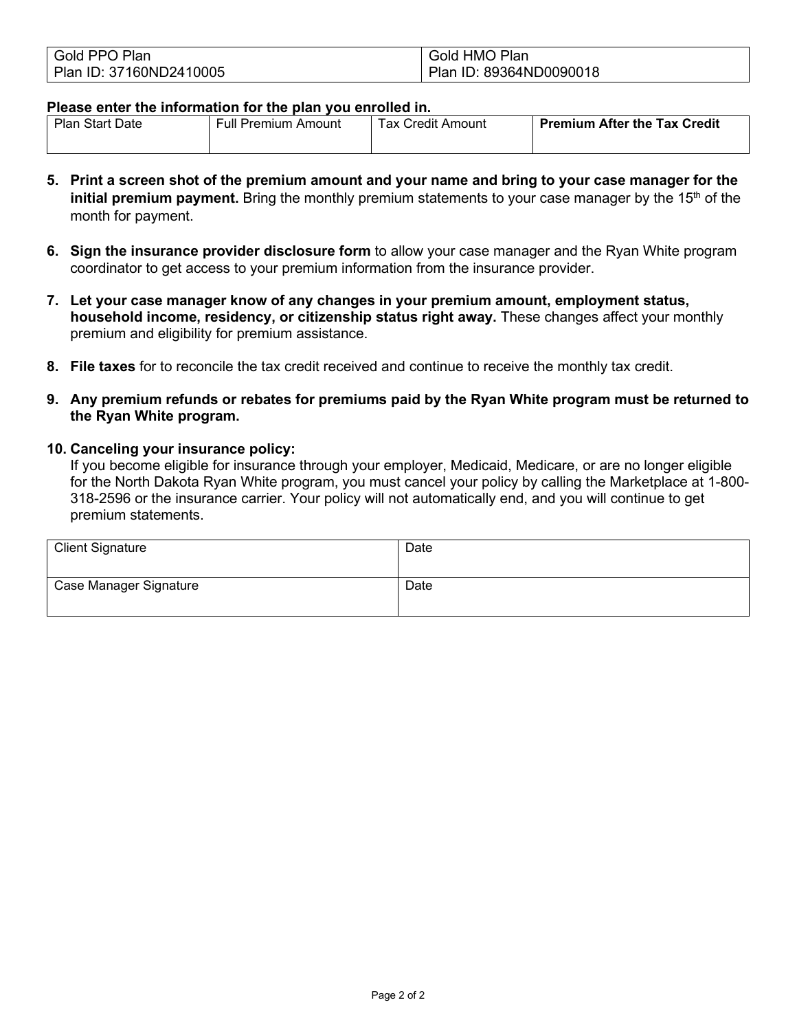| | |
|---|---|
| Gold PPO Plan<br>Plan ID: 37160ND2410005 | Gold HMO Plan<br>Plan ID: 89364ND0090018 |

**Please enter the information for the plan you enrolled in.**

| Plan Start Date | Full Premium Amount | Tax Credit Amount | **Premium After the Tax Credit** |
|---|---|---|---|
| | | | |

5. **Print a screen shot of the premium amount and your name and bring to your case manager for the initial premium payment.** Bring the monthly premium statements to your case manager by the 15th of the month for payment.

6. **Sign the insurance provider disclosure form** to allow your case manager and the Ryan White program coordinator to get access to your premium information from the insurance provider.

7. **Let your case manager know of any changes in your premium amount, employment status, household income, residency, or citizenship status right away.** These changes affect your monthly premium and eligibility for premium assistance.

8. **File taxes** for to reconcile the tax credit received and continue to receive the monthly tax credit.

9. **Any premium refunds or rebates for premiums paid by the Ryan White program must be returned to the Ryan White program.**

10. **Canceling your insurance policy:**
    If you become eligible for insurance through your employer, Medicaid, Medicare, or are no longer eligible for the North Dakota Ryan White program, you must cancel your policy by calling the Marketplace at 1-800-318-2596 or the insurance carrier. Your policy will not automatically end, and you will continue to get premium statements.

| | |
|---|---|
| Client Signature | Date |
| Case Manager Signature | Date |